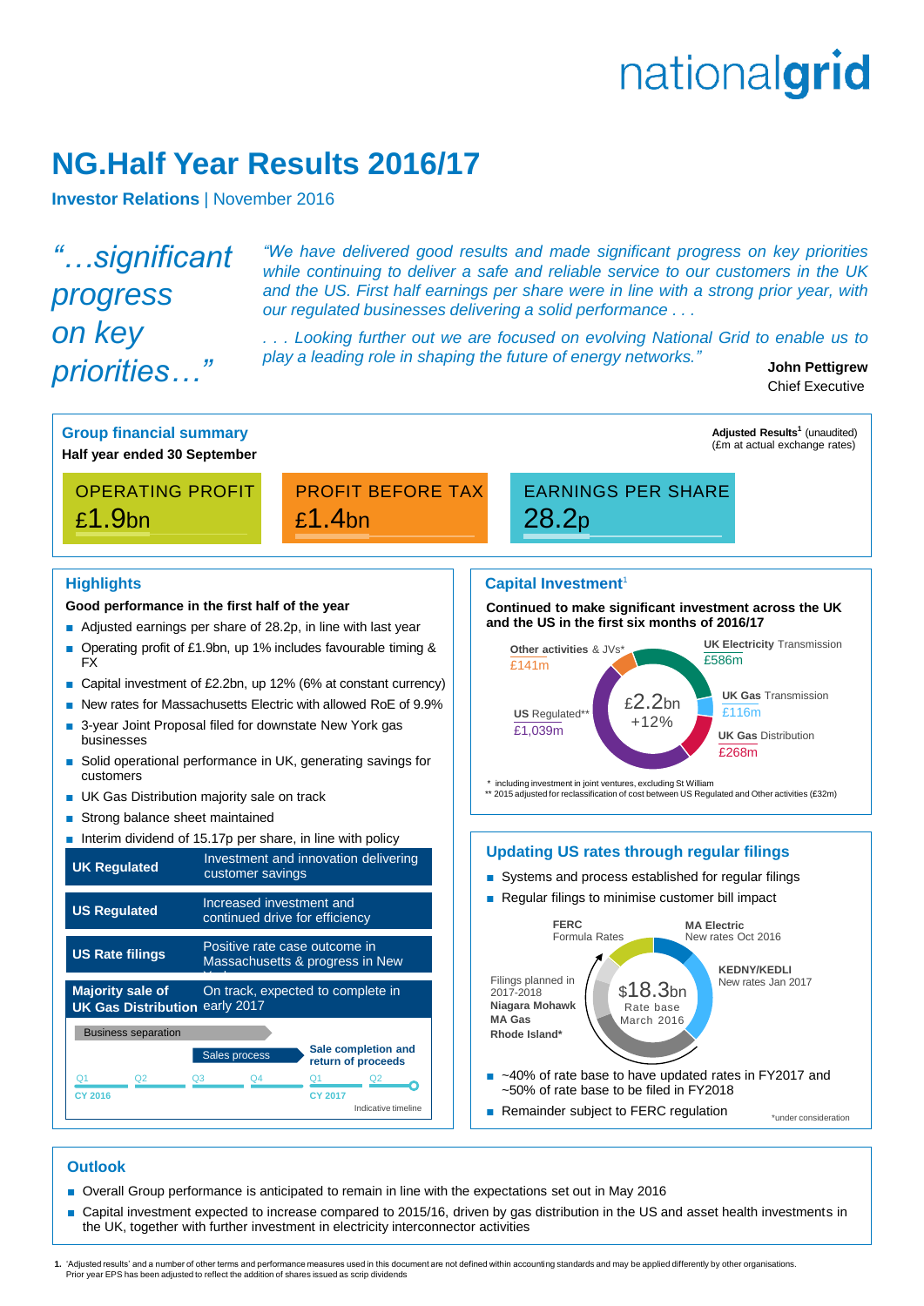nationalgrid

# NG.Half Year Results 2016/17

**Investor Relations** | November 2016

*"…significant progress on key priorities…"*

*"We have delivered good results and made significant progress on key priorities while continuing to deliver a safe and reliable service to our customers in the UK and the US. First half earnings per share were in line with a strong prior year, with our regulated businesses delivering a solid performance . . .*

*. . . Looking further out we are focused on evolving National Grid to enable us to play a leading role in shaping the future of energy networks."*

**John Pettigrew**
Chief Executive

## Group financial summary

**Half year ended 30 September**

**Adjusted Results[1]** (unaudited)
(£m at actual exchange rates)

| OPERATING PROFIT | PROFIT BEFORE TAX | EARNINGS PER SHARE |
|---|---|---|
| £1.9bn | £1.4bn | 28.2p |

## Highlights

**Good performance in the first half of the year**

- Adjusted earnings per share of 28.2p, in line with last year
- Operating profit of £1.9bn, up 1% includes favourable timing & FX
- Capital investment of £2.2bn, up 12% (6% at constant currency)
- New rates for Massachusetts Electric with allowed RoE of 9.9%
- 3-year Joint Proposal filed for downstate New York gas businesses
- Solid operational performance in UK, generating savings for customers
- UK Gas Distribution majority sale on track
- Strong balance sheet maintained
- Interim dividend of 15.17p per share, in line with policy

| | |
|---|---|
| **UK Regulated** | Investment and innovation delivering customer savings |
| **US Regulated** | Increased investment and continued drive for efficiency |
| **US Rate filings** | Positive rate case outcome in Massachusetts & progress in New York |
| **Majority sale of UK Gas Distribution** | On track, expected to complete in early 2017 |

Business separation

Sales process

Sale completion and return of proceeds

Q1 Q2 Q3 Q4 Q1 Q2
CY 2016 CY 2017

Indicative timeline

## Capital Investment[1]

**Continued to make significant investment across the UK and the US in the first six months of 2016/17**

£2.2bn +12%

- **UK Electricity** Transmission £586m
- **UK Gas** Transmission £116m
- **UK Gas** Distribution £268m
- **US** Regulated** £1,039m
- **Other activities** & JVs* £141m

\* including investment in joint ventures, excluding St William
\** 2015 adjusted for reclassification of cost between US Regulated and Other activities (£32m)

## Updating US rates through regular filings

- Systems and process established for regular filings
- Regular filings to minimise customer bill impact

$18.3bn Rate base March 2016

- **FERC** Formula Rates
- **MA Electric** New rates Oct 2016
- **KEDNY/KEDLI** New rates Jan 2017
- Filings planned in 2017-2018: **Niagara Mohawk**, **MA Gas**, **Rhode Island***

- ~40% of rate base to have updated rates in FY2017 and ~50% of rate base to be filed in FY2018
- Remainder subject to FERC regulation

\*under consideration

## Outlook

- Overall Group performance is anticipated to remain in line with the expectations set out in May 2016
- Capital investment expected to increase compared to 2015/16, driven by gas distribution in the US and asset health investments in the UK, together with further investment in electricity interconnector activities

1. 'Adjusted results' and a number of other terms and performance measures used in this document are not defined within accounting standards and may be applied differently by other organisations. Prior year EPS has been adjusted to reflect the addition of shares issued as scrip dividends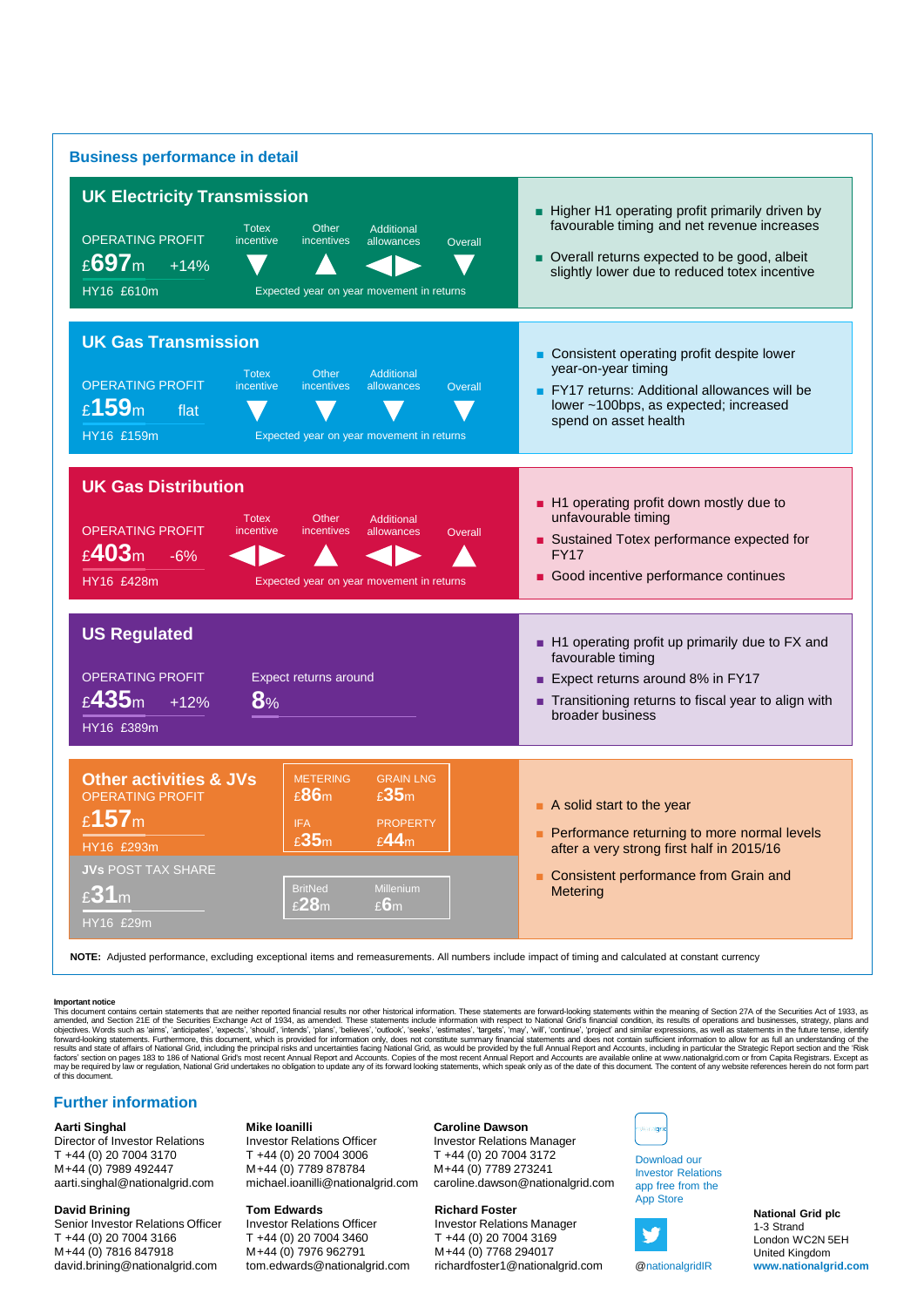## Business performance in detail

### UK Electricity Transmission

OPERATING PROFIT
£697m +14%
HY16 £610m

Totex incentive ▼ | Other incentives ▲ | Additional allowances ◀▶ | Overall ▼

Expected year on year movement in returns

- Higher H1 operating profit primarily driven by favourable timing and net revenue increases
- Overall returns expected to be good, albeit slightly lower due to reduced totex incentive

### UK Gas Transmission

OPERATING PROFIT
£159m flat
HY16 £159m

Totex incentive ▼ | Other incentives ▼ | Additional allowances ▼ | Overall ▼

Expected year on year movement in returns

- Consistent operating profit despite lower year-on-year timing
- FY17 returns: Additional allowances will be lower ~100bps, as expected; increased spend on asset health

### UK Gas Distribution

OPERATING PROFIT
£403m -6%
HY16 £428m

Totex incentive ◀▶ | Other incentives ▲ | Additional allowances ◀▶ | Overall ▲

Expected year on year movement in returns

- H1 operating profit down mostly due to unfavourable timing
- Sustained Totex performance expected for FY17
- Good incentive performance continues

### US Regulated

OPERATING PROFIT
£435m +12%
HY16 £389m

Expect returns around
8%

- H1 operating profit up primarily due to FX and favourable timing
- Expect returns around 8% in FY17
- Transitioning returns to fiscal year to align with broader business

### Other activities & JVs

OPERATING PROFIT
£157m
HY16 £293m

METERING £86m
GRAIN LNG £35m
IFA £35m
PROPERTY £44m

JVs POST TAX SHARE
£31m
HY16 £29m

BritNed £28m
Millenium £6m

- A solid start to the year
- Performance returning to more normal levels after a very strong first half in 2015/16
- Consistent performance from Grain and Metering

**NOTE:** Adjusted performance, excluding exceptional items and remeasurements. All numbers include impact of timing and calculated at constant currency

**Important notice**

This document contains certain statements that are neither reported financial results nor other historical information. These statements are forward-looking statements within the meaning of Section 27A of the Securities Act of 1933, as amended, and Section 21E of the Securities Exchange Act of 1934, as amended. These statements include information with respect to National Grid's financial condition, its results of operations and businesses, strategy, plans and objectives. Words such as 'aims', 'anticipates', 'expects', 'should', 'intends', 'plans', 'believes', 'outlook', 'seeks', 'estimates', 'targets', 'may', 'will', 'continue', 'project' and similar expressions, as well as statements in the future tense, identify forward-looking statements. Furthermore, this document, which is provided for information only, does not constitute summary financial statements and does not contain sufficient information to allow for as full an understanding of the results and state of affairs of National Grid, including the principal risks and uncertainties facing National Grid, as would be provided by the full Annual Report and Accounts, including in particular the Strategic Report section and the 'Risk factors' section on pages 183 to 186 of National Grid's most recent Annual Report and Accounts. Copies of the most recent Annual Report and Accounts are available online at www.nationalgrid.com or from Capita Registrars. Except as may be required by law or regulation, National Grid undertakes no obligation to update any of its forward looking statements, which speak only as of the date of this document. The content of any website references herein do not form part of this document.

## Further information

**Aarti Singhal**
Director of Investor Relations
T +44 (0) 20 7004 3170
M+44 (0) 7989 492447
aarti.singhal@nationalgrid.com

**David Brining**
Senior Investor Relations Officer
T +44 (0) 20 7004 3166
M+44 (0) 7816 847918
david.brining@nationalgrid.com

**Mike Ioanilli**
Investor Relations Officer
T +44 (0) 20 7004 3006
M+44 (0) 7789 878784
michael.ioanilli@nationalgrid.com

**Tom Edwards**
Investor Relations Officer
T +44 (0) 20 7004 3460
M+44 (0) 7976 962791
tom.edwards@nationalgrid.com

**Caroline Dawson**
Investor Relations Manager
T +44 (0) 20 7004 3172
M+44 (0) 7789 273241
caroline.dawson@nationalgrid.com

**Richard Foster**
Investor Relations Manager
T +44 (0) 20 7004 3169
M+44 (0) 7768 294017
richardfoster1@nationalgrid.com

Download our Investor Relations app free from the App Store

@nationalgridIR

**National Grid plc**
1-3 Strand
London WC2N 5EH
United Kingdom
**www.nationalgrid.com**